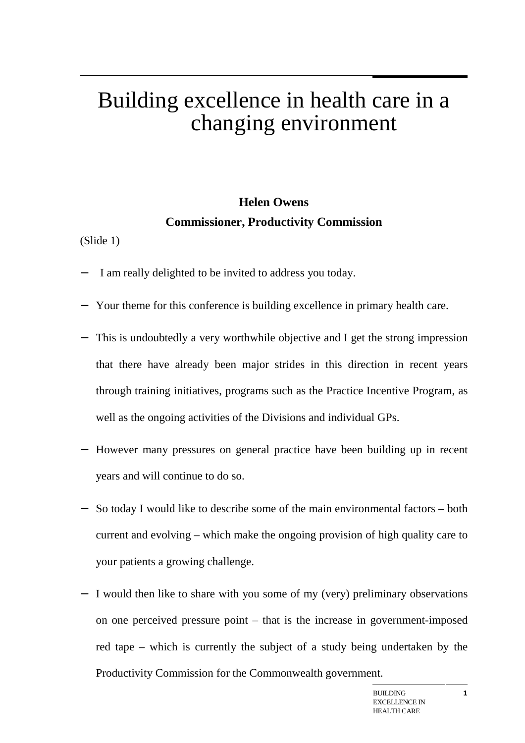# Building excellence in health care in a changing environment

**Helen Owens**

**Commissioner, Productivity Commission**

(Slide 1)

- I am really delighted to be invited to address you today.
- Your theme for this conference is building excellence in primary health care.
- This is undoubtedly a very worthwhile objective and I get the strong impression that there have already been major strides in this direction in recent years through training initiatives, programs such as the Practice Incentive Program, as well as the ongoing activities of the Divisions and individual GPs.
- However many pressures on general practice have been building up in recent years and will continue to do so.
- So today I would like to describe some of the main environmental factors – both current and evolving – which make the ongoing provision of high quality care to your patients a growing challenge.
- I would then like to share with you some of my (very) preliminary observations on one perceived pressure point – that is the increase in government-imposed red tape – which is currently the subject of a study being undertaken by the Productivity Commission for the Commonwealth government.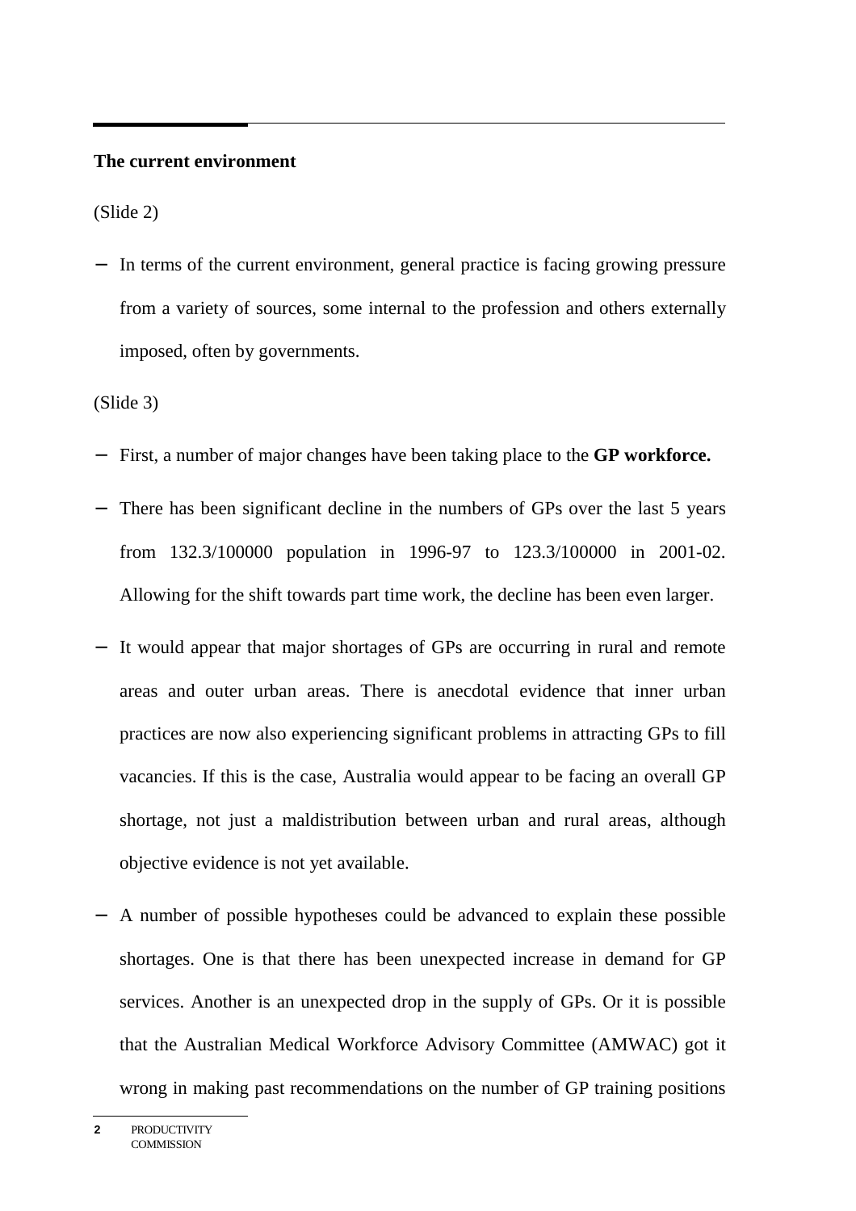**The current environment**

(Slide 2)

- In terms of the current environment, general practice is facing growing pressure from a variety of sources, some internal to the profession and others externally imposed, often by governments.

(Slide 3)

- First, a number of major changes have been taking place to the **GP workforce.**
- There has been significant decline in the numbers of GPs over the last 5 years from 132.3/100000 population in 1996-97 to 123.3/100000 in 2001-02. Allowing for the shift towards part time work, the decline has been even larger.
- It would appear that major shortages of GPs are occurring in rural and remote areas and outer urban areas. There is anecdotal evidence that inner urban practices are now also experiencing significant problems in attracting GPs to fill vacancies. If this is the case, Australia would appear to be facing an overall GP shortage, not just a maldistribution between urban and rural areas, although objective evidence is not yet available.
- A number of possible hypotheses could be advanced to explain these possible shortages. One is that there has been unexpected increase in demand for GP services. Another is an unexpected drop in the supply of GPs. Or it is possible that the Australian Medical Workforce Advisory Committee (AMWAC) got it wrong in making past recommendations on the number of GP training positions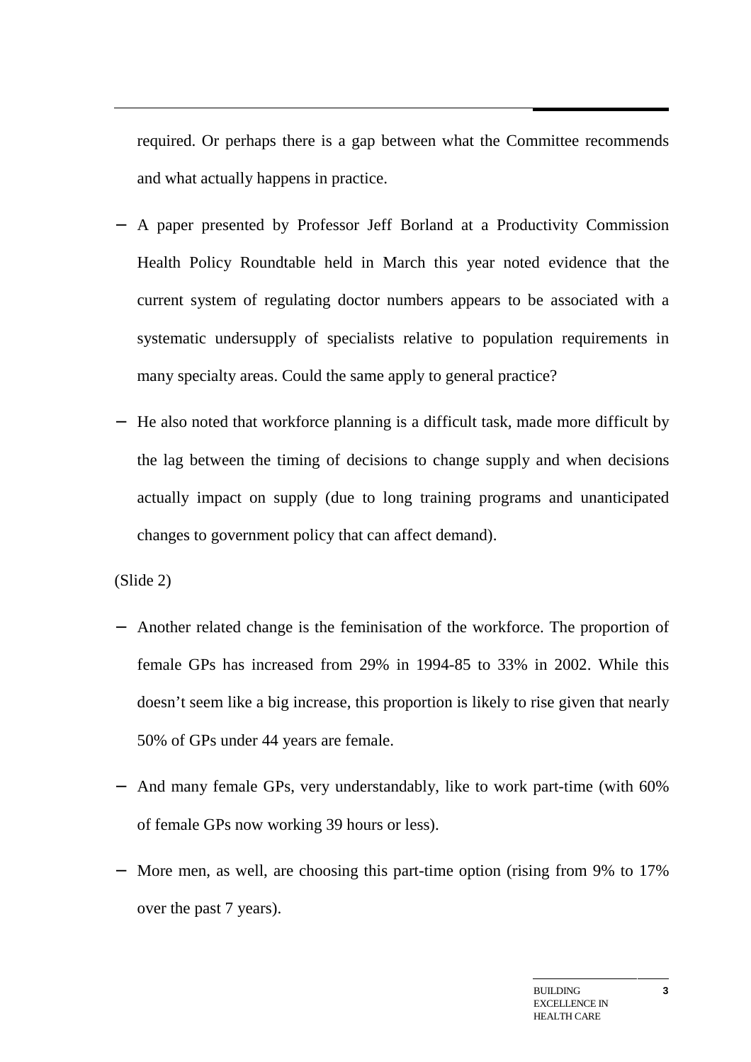required. Or perhaps there is a gap between what the Committee recommends and what actually happens in practice.

- A paper presented by Professor Jeff Borland at a Productivity Commission Health Policy Roundtable held in March this year noted evidence that the current system of regulating doctor numbers appears to be associated with a systematic undersupply of specialists relative to population requirements in many specialty areas. Could the same apply to general practice?
- He also noted that workforce planning is a difficult task, made more difficult by the lag between the timing of decisions to change supply and when decisions actually impact on supply (due to long training programs and unanticipated changes to government policy that can affect demand).

(Slide 2)

- Another related change is the feminisation of the workforce. The proportion of female GPs has increased from 29% in 1994-85 to 33% in 2002. While this doesn't seem like a big increase, this proportion is likely to rise given that nearly 50% of GPs under 44 years are female.
- And many female GPs, very understandably, like to work part-time (with 60% of female GPs now working 39 hours or less).
- More men, as well, are choosing this part-time option (rising from 9% to 17% over the past 7 years).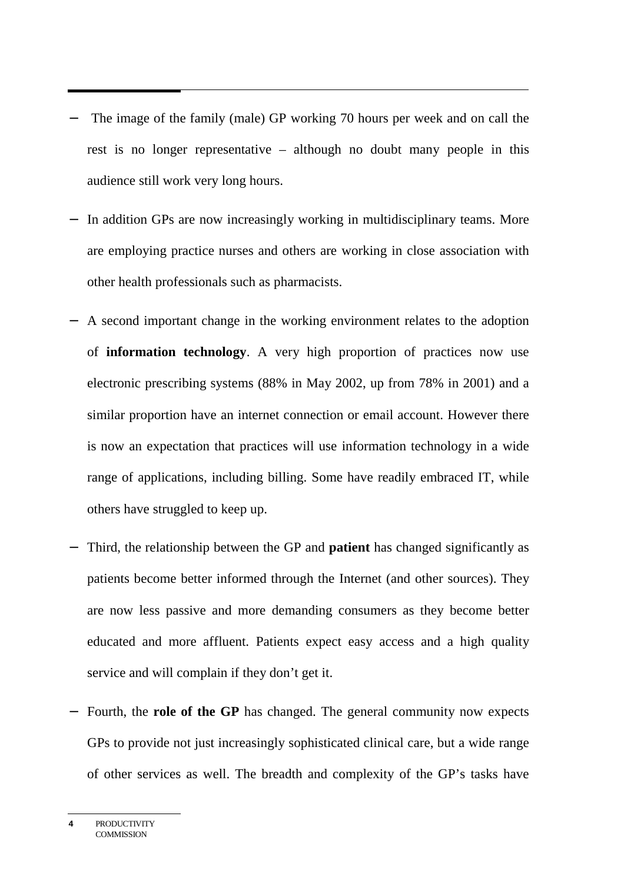- The image of the family (male) GP working 70 hours per week and on call the rest is no longer representative – although no doubt many people in this audience still work very long hours.
- In addition GPs are now increasingly working in multidisciplinary teams. More are employing practice nurses and others are working in close association with other health professionals such as pharmacists.
- A second important change in the working environment relates to the adoption of **information technology**. A very high proportion of practices now use electronic prescribing systems (88% in May 2002, up from 78% in 2001) and a similar proportion have an internet connection or email account. However there is now an expectation that practices will use information technology in a wide range of applications, including billing. Some have readily embraced IT, while others have struggled to keep up.
- Third, the relationship between the GP and **patient** has changed significantly as patients become better informed through the Internet (and other sources). They are now less passive and more demanding consumers as they become better educated and more affluent. Patients expect easy access and a high quality service and will complain if they don't get it.
- Fourth, the **role of the GP** has changed. The general community now expects GPs to provide not just increasingly sophisticated clinical care, but a wide range of other services as well. The breadth and complexity of the GP's tasks have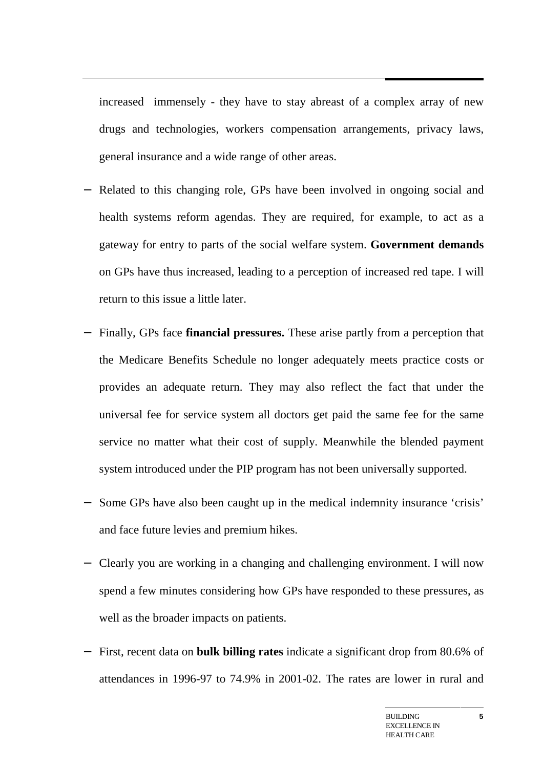increased immensely - they have to stay abreast of a complex array of new drugs and technologies, workers compensation arrangements, privacy laws, general insurance and a wide range of other areas.

- Related to this changing role, GPs have been involved in ongoing social and health systems reform agendas. They are required, for example, to act as a gateway for entry to parts of the social welfare system. **Government demands** on GPs have thus increased, leading to a perception of increased red tape. I will return to this issue a little later.

- Finally, GPs face **financial pressures.** These arise partly from a perception that the Medicare Benefits Schedule no longer adequately meets practice costs or provides an adequate return. They may also reflect the fact that under the universal fee for service system all doctors get paid the same fee for the same service no matter what their cost of supply. Meanwhile the blended payment system introduced under the PIP program has not been universally supported.

- Some GPs have also been caught up in the medical indemnity insurance 'crisis' and face future levies and premium hikes.

- Clearly you are working in a changing and challenging environment. I will now spend a few minutes considering how GPs have responded to these pressures, as well as the broader impacts on patients.

- First, recent data on **bulk billing rates** indicate a significant drop from 80.6% of attendances in 1996-97 to 74.9% in 2001-02. The rates are lower in rural and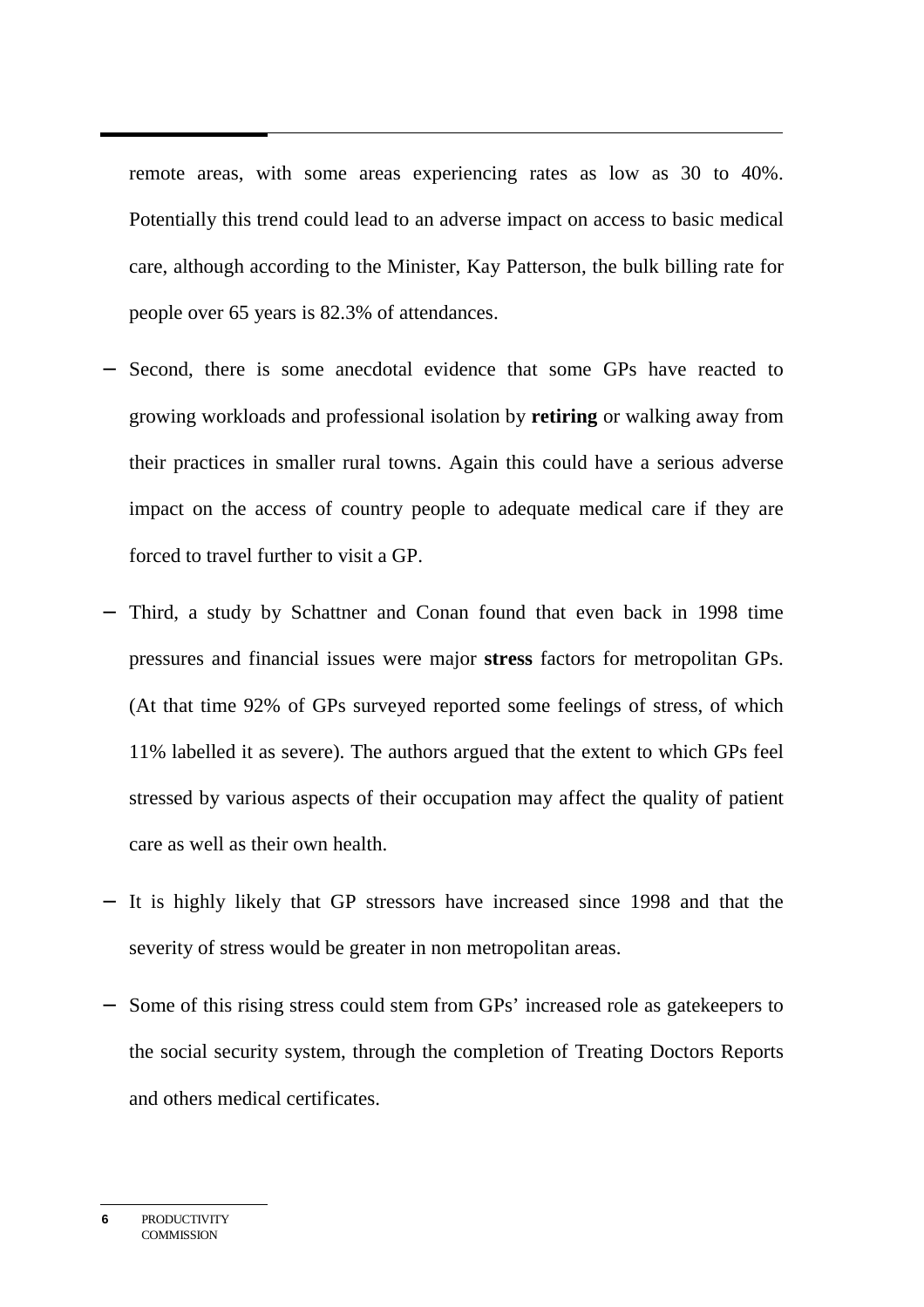remote areas, with some areas experiencing rates as low as 30 to 40%. Potentially this trend could lead to an adverse impact on access to basic medical care, although according to the Minister, Kay Patterson, the bulk billing rate for people over 65 years is 82.3% of attendances.

- Second, there is some anecdotal evidence that some GPs have reacted to growing workloads and professional isolation by **retiring** or walking away from their practices in smaller rural towns. Again this could have a serious adverse impact on the access of country people to adequate medical care if they are forced to travel further to visit a GP.
- Third, a study by Schattner and Conan found that even back in 1998 time pressures and financial issues were major **stress** factors for metropolitan GPs. (At that time 92% of GPs surveyed reported some feelings of stress, of which 11% labelled it as severe). The authors argued that the extent to which GPs feel stressed by various aspects of their occupation may affect the quality of patient care as well as their own health.
- It is highly likely that GP stressors have increased since 1998 and that the severity of stress would be greater in non metropolitan areas.
- Some of this rising stress could stem from GPs' increased role as gatekeepers to the social security system, through the completion of Treating Doctors Reports and others medical certificates.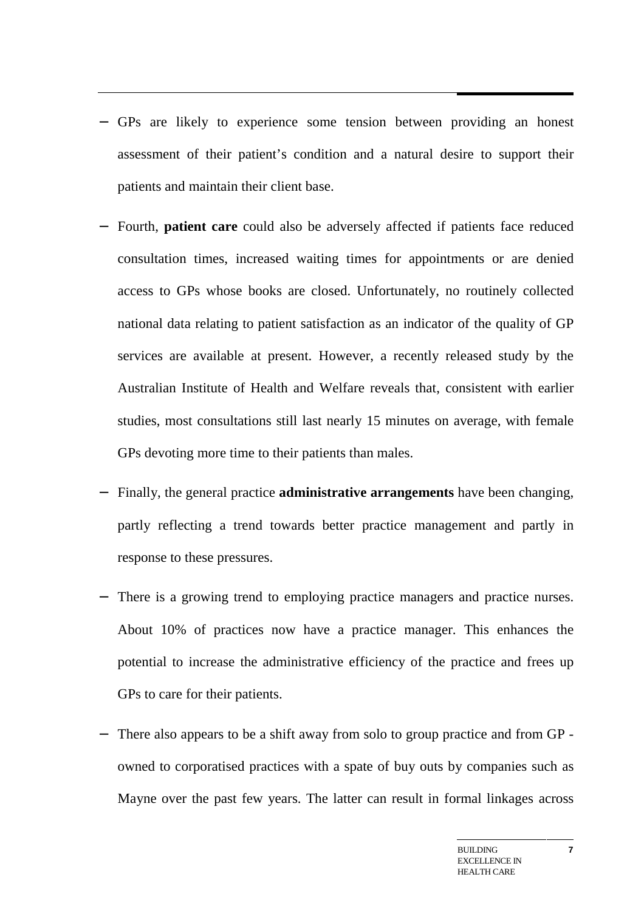- GPs are likely to experience some tension between providing an honest assessment of their patient's condition and a natural desire to support their patients and maintain their client base.
- Fourth, **patient care** could also be adversely affected if patients face reduced consultation times, increased waiting times for appointments or are denied access to GPs whose books are closed. Unfortunately, no routinely collected national data relating to patient satisfaction as an indicator of the quality of GP services are available at present. However, a recently released study by the Australian Institute of Health and Welfare reveals that, consistent with earlier studies, most consultations still last nearly 15 minutes on average, with female GPs devoting more time to their patients than males.
- Finally, the general practice **administrative arrangements** have been changing, partly reflecting a trend towards better practice management and partly in response to these pressures.
- There is a growing trend to employing practice managers and practice nurses. About 10% of practices now have a practice manager. This enhances the potential to increase the administrative efficiency of the practice and frees up GPs to care for their patients.
- There also appears to be a shift away from solo to group practice and from GP - owned to corporatised practices with a spate of buy outs by companies such as Mayne over the past few years. The latter can result in formal linkages across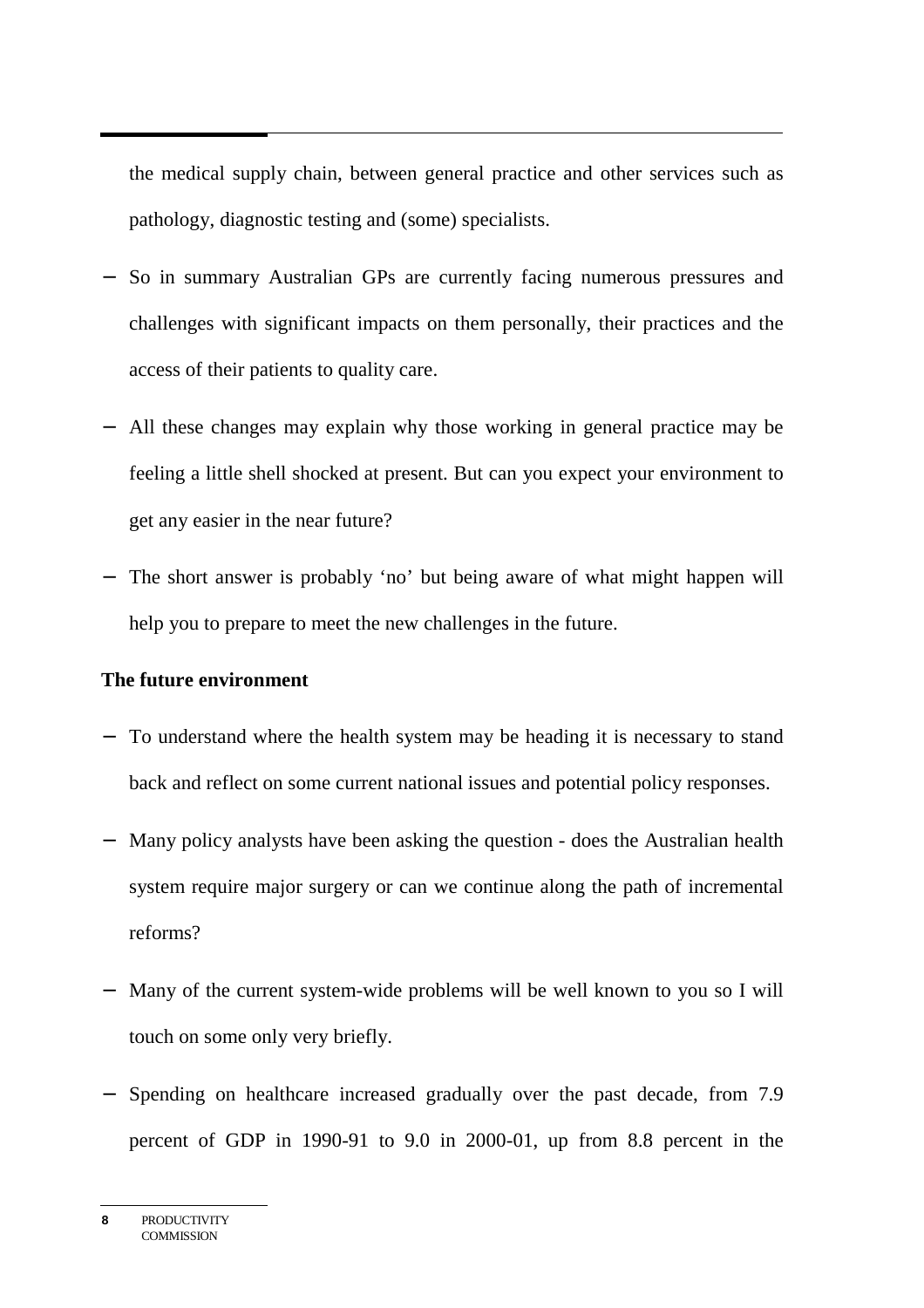the medical supply chain, between general practice and other services such as pathology, diagnostic testing and (some) specialists.

- So in summary Australian GPs are currently facing numerous pressures and challenges with significant impacts on them personally, their practices and the access of their patients to quality care.
- All these changes may explain why those working in general practice may be feeling a little shell shocked at present. But can you expect your environment to get any easier in the near future?
- The short answer is probably 'no' but being aware of what might happen will help you to prepare to meet the new challenges in the future.

**The future environment**

- To understand where the health system may be heading it is necessary to stand back and reflect on some current national issues and potential policy responses.
- Many policy analysts have been asking the question - does the Australian health system require major surgery or can we continue along the path of incremental reforms?
- Many of the current system-wide problems will be well known to you so I will touch on some only very briefly.
- Spending on healthcare increased gradually over the past decade, from 7.9 percent of GDP in 1990-91 to 9.0 in 2000-01, up from 8.8 percent in the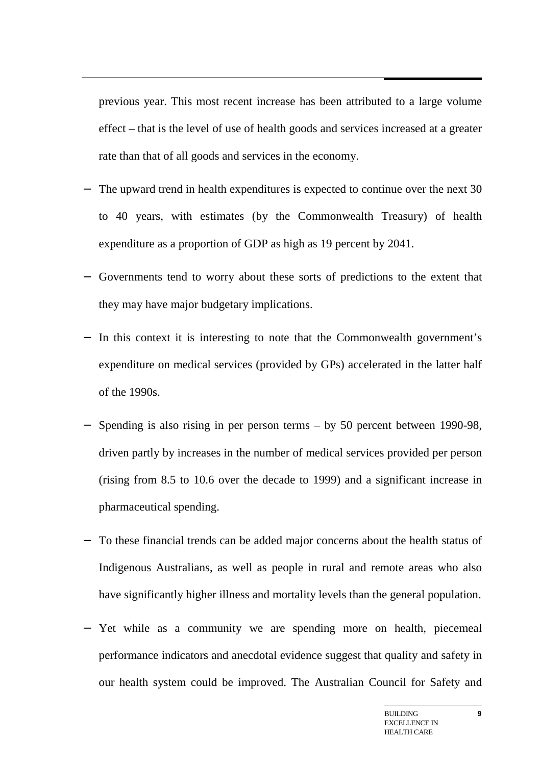previous year. This most recent increase has been attributed to a large volume effect – that is the level of use of health goods and services increased at a greater rate than that of all goods and services in the economy.

- The upward trend in health expenditures is expected to continue over the next 30 to 40 years, with estimates (by the Commonwealth Treasury) of health expenditure as a proportion of GDP as high as 19 percent by 2041.
- Governments tend to worry about these sorts of predictions to the extent that they may have major budgetary implications.
- In this context it is interesting to note that the Commonwealth government's expenditure on medical services (provided by GPs) accelerated in the latter half of the 1990s.
- Spending is also rising in per person terms – by 50 percent between 1990-98, driven partly by increases in the number of medical services provided per person (rising from 8.5 to 10.6 over the decade to 1999) and a significant increase in pharmaceutical spending.
- To these financial trends can be added major concerns about the health status of Indigenous Australians, as well as people in rural and remote areas who also have significantly higher illness and mortality levels than the general population.
- Yet while as a community we are spending more on health, piecemeal performance indicators and anecdotal evidence suggest that quality and safety in our health system could be improved. The Australian Council for Safety and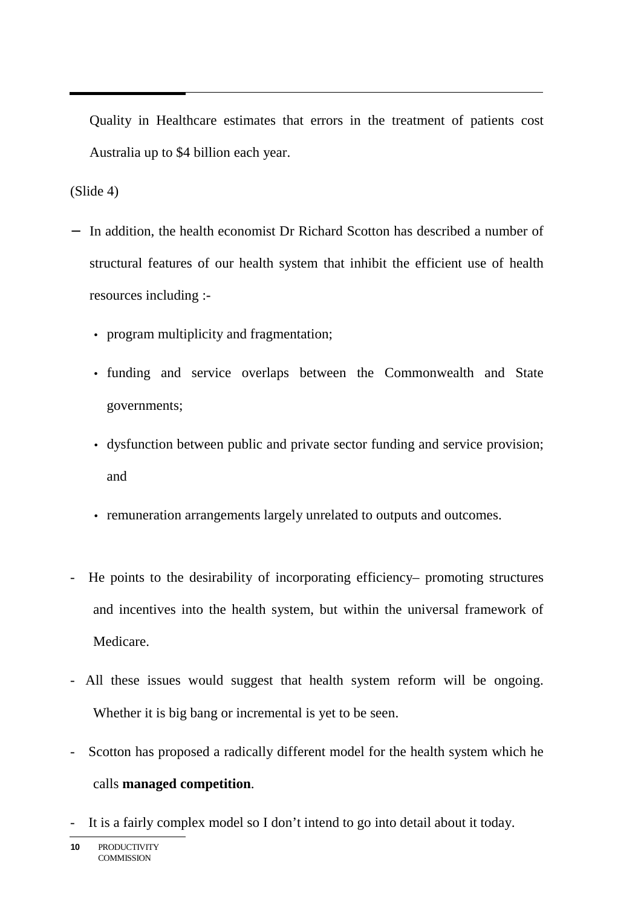Quality in Healthcare estimates that errors in the treatment of patients cost Australia up to $4 billion each year.

(Slide 4)

- In addition, the health economist Dr Richard Scotton has described a number of structural features of our health system that inhibit the efficient use of health resources including :-
  - program multiplicity and fragmentation;
  - funding and service overlaps between the Commonwealth and State governments;
  - dysfunction between public and private sector funding and service provision; and
  - remuneration arrangements largely unrelated to outputs and outcomes.

- He points to the desirability of incorporating efficiency– promoting structures and incentives into the health system, but within the universal framework of Medicare.
- All these issues would suggest that health system reform will be ongoing. Whether it is big bang or incremental is yet to be seen.
- Scotton has proposed a radically different model for the health system which he calls **managed competition**.
- It is a fairly complex model so I don't intend to go into detail about it today.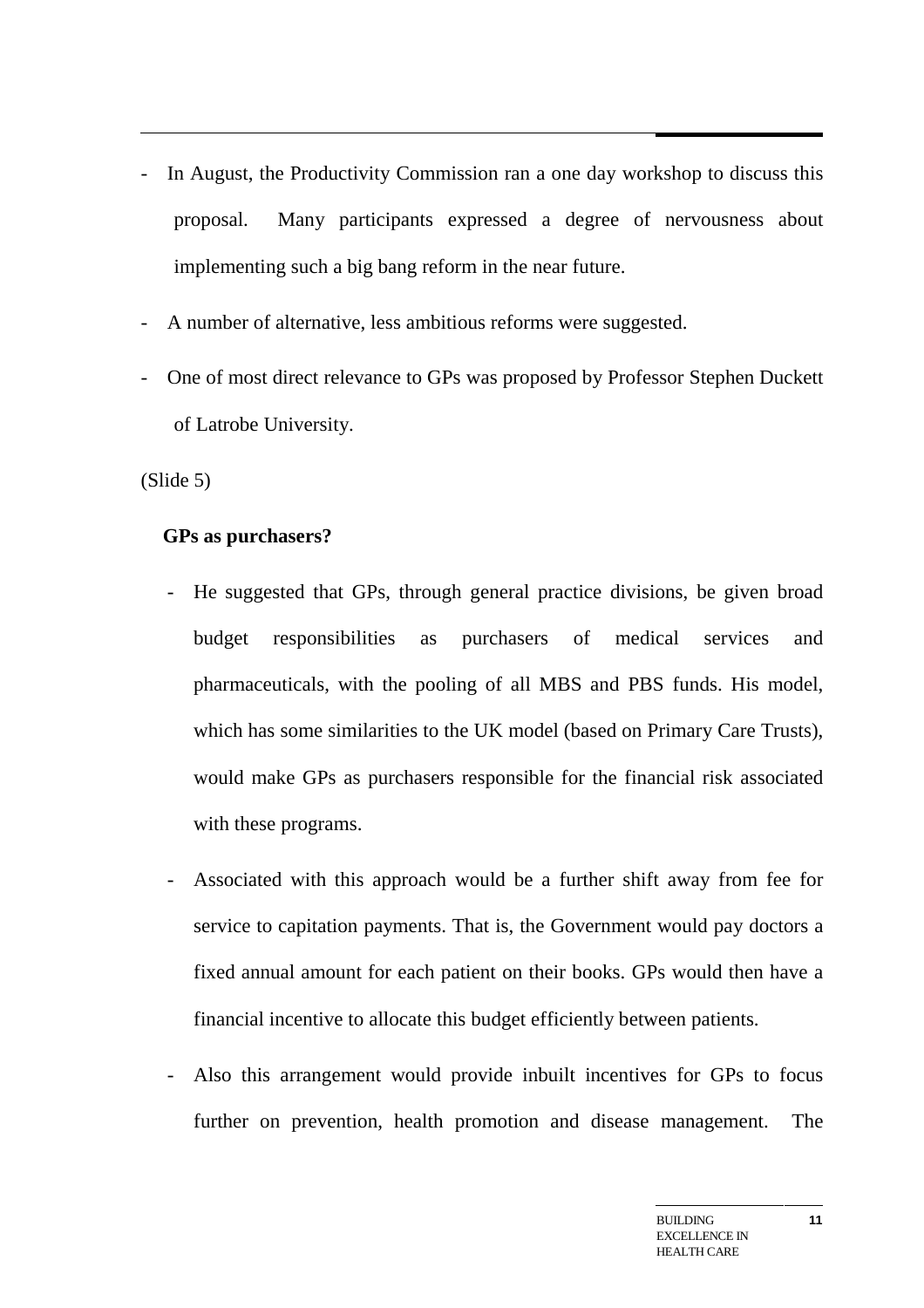- In August, the Productivity Commission ran a one day workshop to discuss this proposal. Many participants expressed a degree of nervousness about implementing such a big bang reform in the near future.
- A number of alternative, less ambitious reforms were suggested.
- One of most direct relevance to GPs was proposed by Professor Stephen Duckett of Latrobe University.

(Slide 5)

**GPs as purchasers?**

- He suggested that GPs, through general practice divisions, be given broad budget responsibilities as purchasers of medical services and pharmaceuticals, with the pooling of all MBS and PBS funds. His model, which has some similarities to the UK model (based on Primary Care Trusts), would make GPs as purchasers responsible for the financial risk associated with these programs.
- Associated with this approach would be a further shift away from fee for service to capitation payments. That is, the Government would pay doctors a fixed annual amount for each patient on their books. GPs would then have a financial incentive to allocate this budget efficiently between patients.
- Also this arrangement would provide inbuilt incentives for GPs to focus further on prevention, health promotion and disease management. The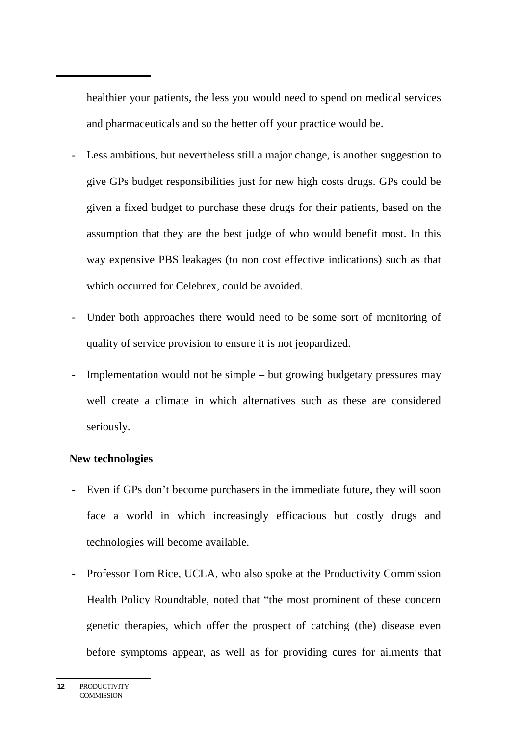healthier your patients, the less you would need to spend on medical services and pharmaceuticals and so the better off your practice would be.

- Less ambitious, but nevertheless still a major change, is another suggestion to give GPs budget responsibilities just for new high costs drugs. GPs could be given a fixed budget to purchase these drugs for their patients, based on the assumption that they are the best judge of who would benefit most. In this way expensive PBS leakages (to non cost effective indications) such as that which occurred for Celebrex, could be avoided.
- Under both approaches there would need to be some sort of monitoring of quality of service provision to ensure it is not jeopardized.
- Implementation would not be simple – but growing budgetary pressures may well create a climate in which alternatives such as these are considered seriously.

**New technologies**

- Even if GPs don't become purchasers in the immediate future, they will soon face a world in which increasingly efficacious but costly drugs and technologies will become available.
- Professor Tom Rice, UCLA, who also spoke at the Productivity Commission Health Policy Roundtable, noted that "the most prominent of these concern genetic therapies, which offer the prospect of catching (the) disease even before symptoms appear, as well as for providing cures for ailments that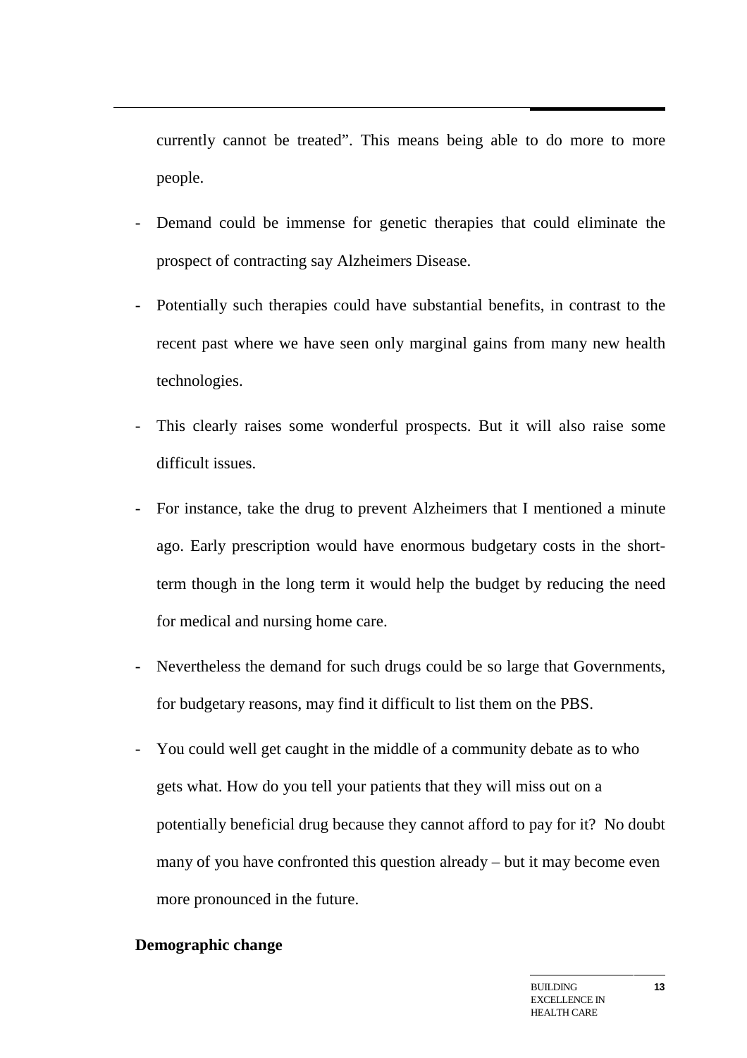currently cannot be treated". This means being able to do more to more people.

- Demand could be immense for genetic therapies that could eliminate the prospect of contracting say Alzheimers Disease.
- Potentially such therapies could have substantial benefits, in contrast to the recent past where we have seen only marginal gains from many new health technologies.
- This clearly raises some wonderful prospects. But it will also raise some difficult issues.
- For instance, take the drug to prevent Alzheimers that I mentioned a minute ago. Early prescription would have enormous budgetary costs in the short-term though in the long term it would help the budget by reducing the need for medical and nursing home care.
- Nevertheless the demand for such drugs could be so large that Governments, for budgetary reasons, may find it difficult to list them on the PBS.
- You could well get caught in the middle of a community debate as to who gets what. How do you tell your patients that they will miss out on a potentially beneficial drug because they cannot afford to pay for it? No doubt many of you have confronted this question already – but it may become even more pronounced in the future.

**Demographic change**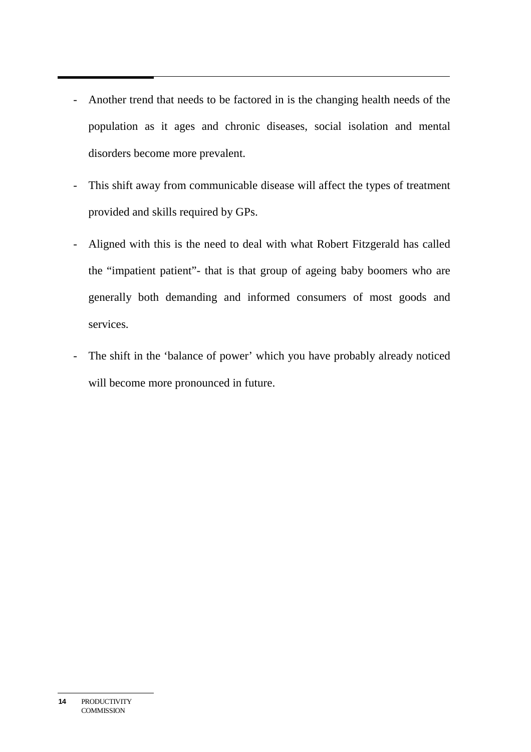- Another trend that needs to be factored in is the changing health needs of the population as it ages and chronic diseases, social isolation and mental disorders become more prevalent.
- This shift away from communicable disease will affect the types of treatment provided and skills required by GPs.
- Aligned with this is the need to deal with what Robert Fitzgerald has called the "impatient patient"- that is that group of ageing baby boomers who are generally both demanding and informed consumers of most goods and services.
- The shift in the 'balance of power' which you have probably already noticed will become more pronounced in future.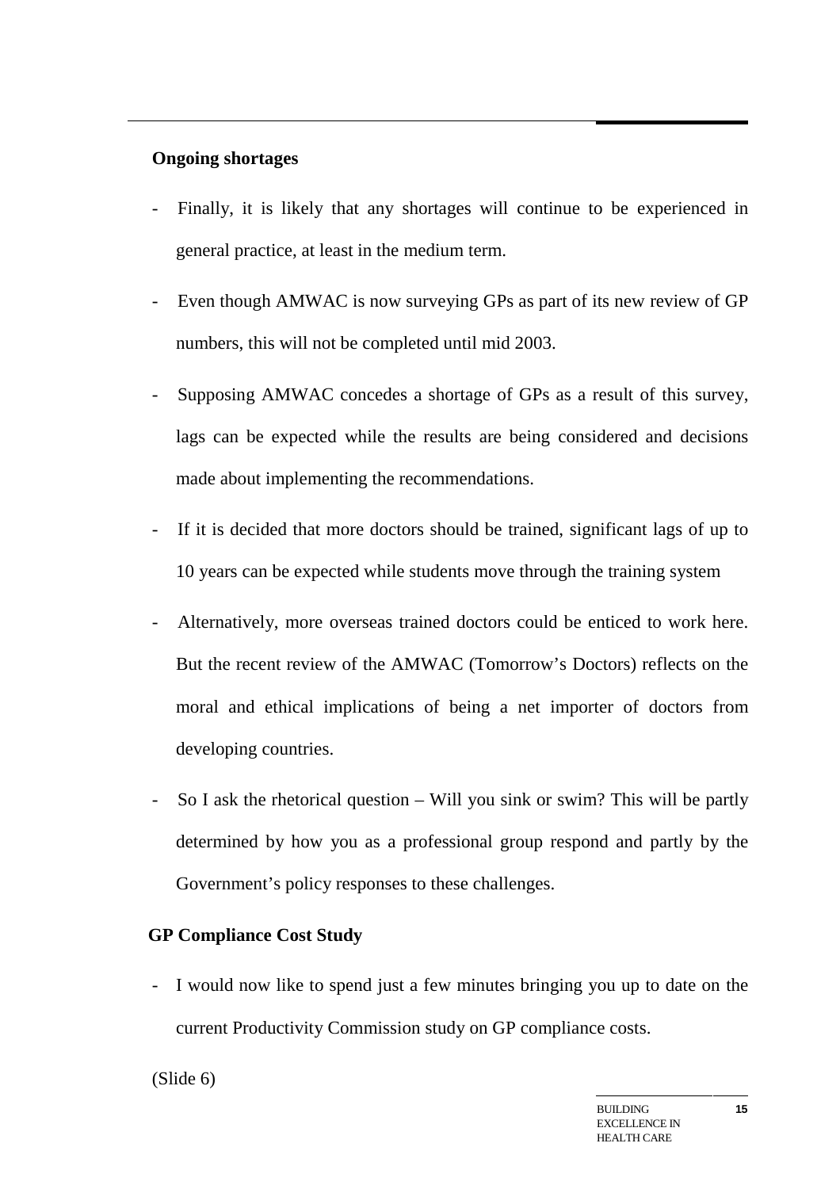**Ongoing shortages**

- Finally, it is likely that any shortages will continue to be experienced in general practice, at least in the medium term.

- Even though AMWAC is now surveying GPs as part of its new review of GP numbers, this will not be completed until mid 2003.

- Supposing AMWAC concedes a shortage of GPs as a result of this survey, lags can be expected while the results are being considered and decisions made about implementing the recommendations.

- If it is decided that more doctors should be trained, significant lags of up to 10 years can be expected while students move through the training system

- Alternatively, more overseas trained doctors could be enticed to work here. But the recent review of the AMWAC (Tomorrow's Doctors) reflects on the moral and ethical implications of being a net importer of doctors from developing countries.

- So I ask the rhetorical question – Will you sink or swim? This will be partly determined by how you as a professional group respond and partly by the Government's policy responses to these challenges.

**GP Compliance Cost Study**

- I would now like to spend just a few minutes bringing you up to date on the current Productivity Commission study on GP compliance costs.

(Slide 6)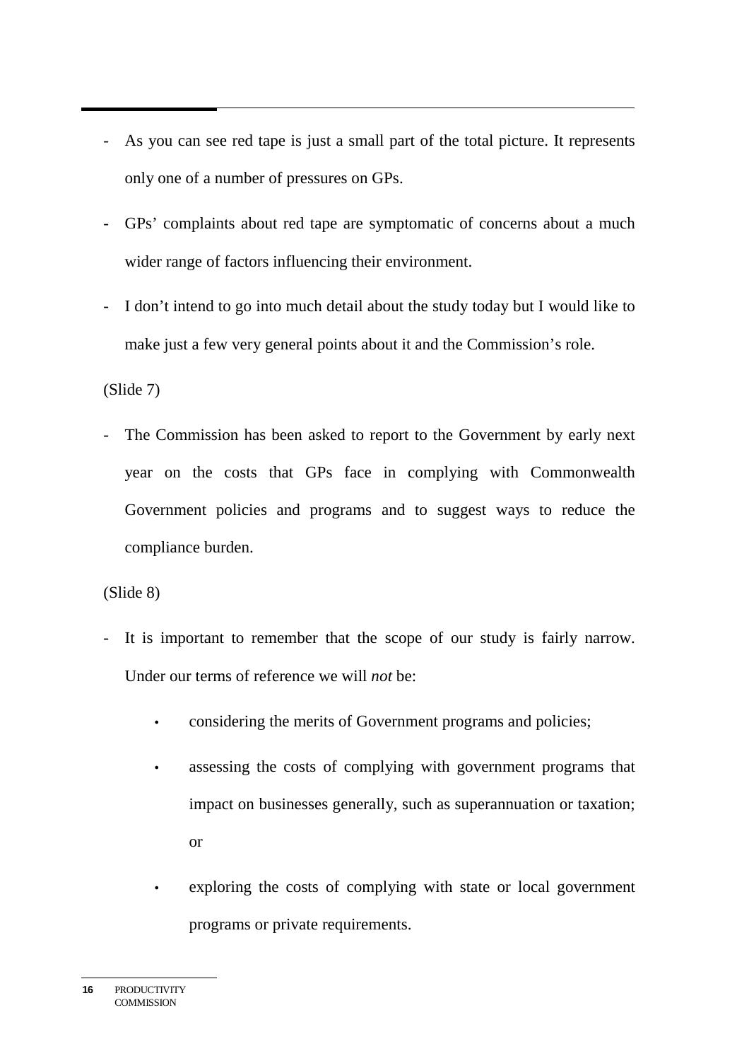- As you can see red tape is just a small part of the total picture. It represents only one of a number of pressures on GPs.
- GPs' complaints about red tape are symptomatic of concerns about a much wider range of factors influencing their environment.
- I don't intend to go into much detail about the study today but I would like to make just a few very general points about it and the Commission's role.

(Slide 7)

- The Commission has been asked to report to the Government by early next year on the costs that GPs face in complying with Commonwealth Government policies and programs and to suggest ways to reduce the compliance burden.

(Slide 8)

- It is important to remember that the scope of our study is fairly narrow. Under our terms of reference we will *not* be:
  - considering the merits of Government programs and policies;
  - assessing the costs of complying with government programs that impact on businesses generally, such as superannuation or taxation; or
  - exploring the costs of complying with state or local government programs or private requirements.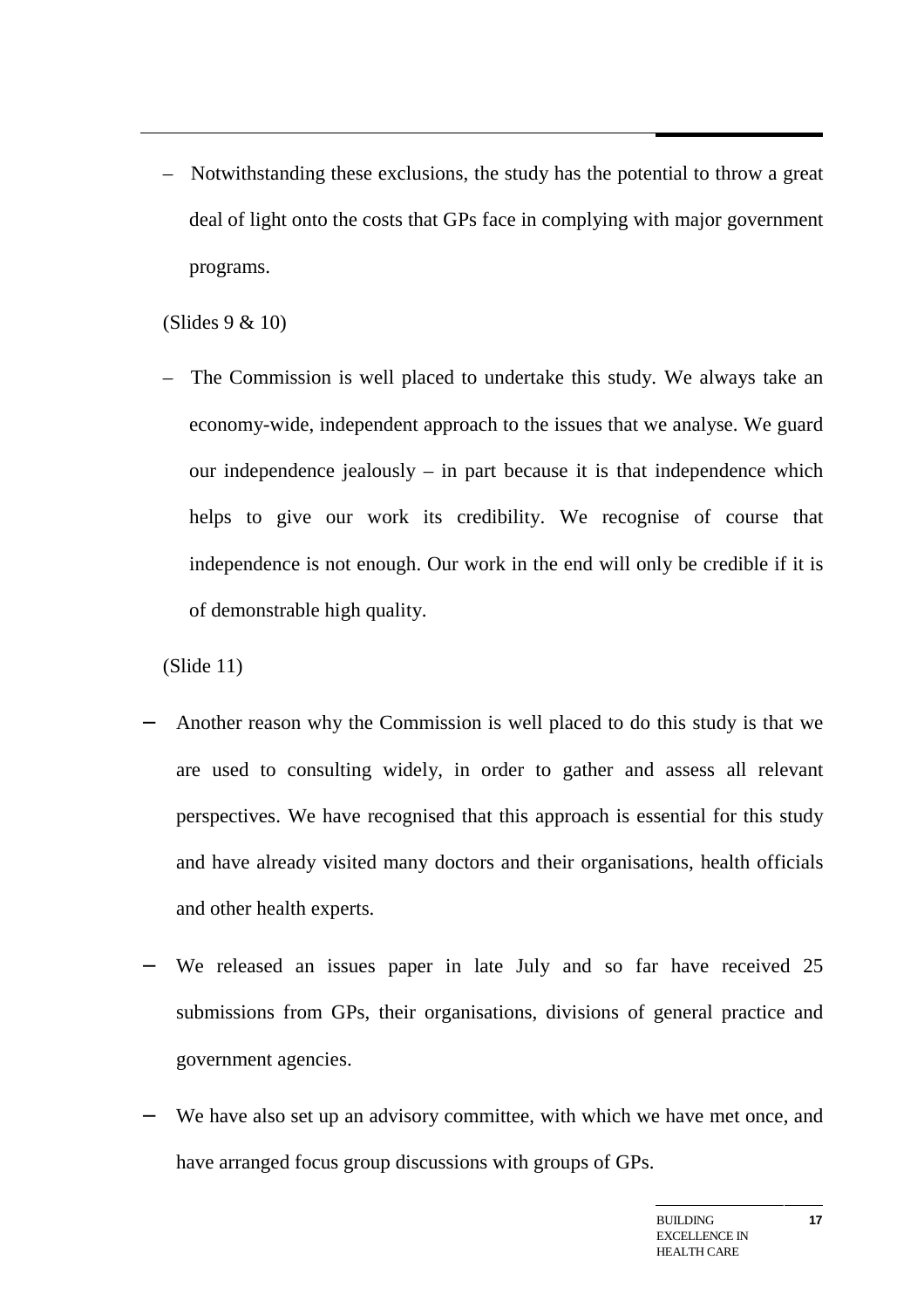– Notwithstanding these exclusions, the study has the potential to throw a great deal of light onto the costs that GPs face in complying with major government programs.

(Slides 9 & 10)

– The Commission is well placed to undertake this study. We always take an economy-wide, independent approach to the issues that we analyse. We guard our independence jealously – in part because it is that independence which helps to give our work its credibility. We recognise of course that independence is not enough. Our work in the end will only be credible if it is of demonstrable high quality.

(Slide 11)

– Another reason why the Commission is well placed to do this study is that we are used to consulting widely, in order to gather and assess all relevant perspectives. We have recognised that this approach is essential for this study and have already visited many doctors and their organisations, health officials and other health experts.

– We released an issues paper in late July and so far have received 25 submissions from GPs, their organisations, divisions of general practice and government agencies.

– We have also set up an advisory committee, with which we have met once, and have arranged focus group discussions with groups of GPs.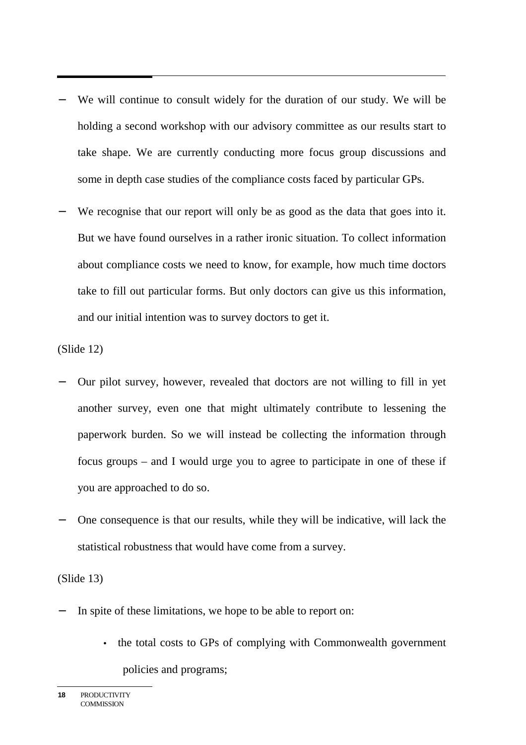- We will continue to consult widely for the duration of our study. We will be holding a second workshop with our advisory committee as our results start to take shape. We are currently conducting more focus group discussions and some in depth case studies of the compliance costs faced by particular GPs.

- We recognise that our report will only be as good as the data that goes into it. But we have found ourselves in a rather ironic situation. To collect information about compliance costs we need to know, for example, how much time doctors take to fill out particular forms. But only doctors can give us this information, and our initial intention was to survey doctors to get it.

(Slide 12)

- Our pilot survey, however, revealed that doctors are not willing to fill in yet another survey, even one that might ultimately contribute to lessening the paperwork burden. So we will instead be collecting the information through focus groups – and I would urge you to agree to participate in one of these if you are approached to do so.

- One consequence is that our results, while they will be indicative, will lack the statistical robustness that would have come from a survey.

(Slide 13)

- In spite of these limitations, we hope to be able to report on:
  - the total costs to GPs of complying with Commonwealth government policies and programs;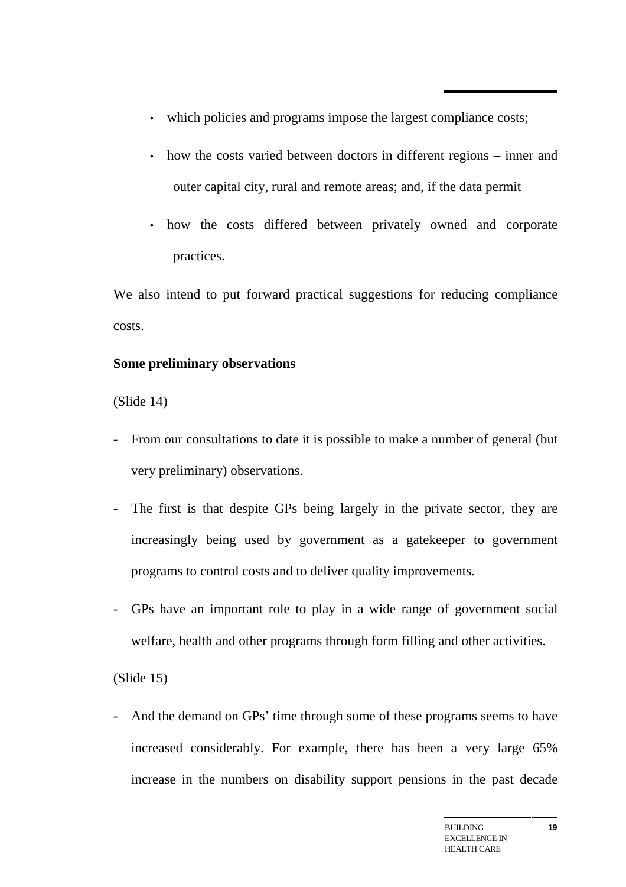- which policies and programs impose the largest compliance costs;
- how the costs varied between doctors in different regions – inner and outer capital city, rural and remote areas; and, if the data permit
- how the costs differed between privately owned and corporate practices.

We also intend to put forward practical suggestions for reducing compliance costs.

**Some preliminary observations**

(Slide 14)

- From our consultations to date it is possible to make a number of general (but very preliminary) observations.
- The first is that despite GPs being largely in the private sector, they are increasingly being used by government as a gatekeeper to government programs to control costs and to deliver quality improvements.
- GPs have an important role to play in a wide range of government social welfare, health and other programs through form filling and other activities.

(Slide 15)

- And the demand on GPs' time through some of these programs seems to have increased considerably. For example, there has been a very large 65% increase in the numbers on disability support pensions in the past decade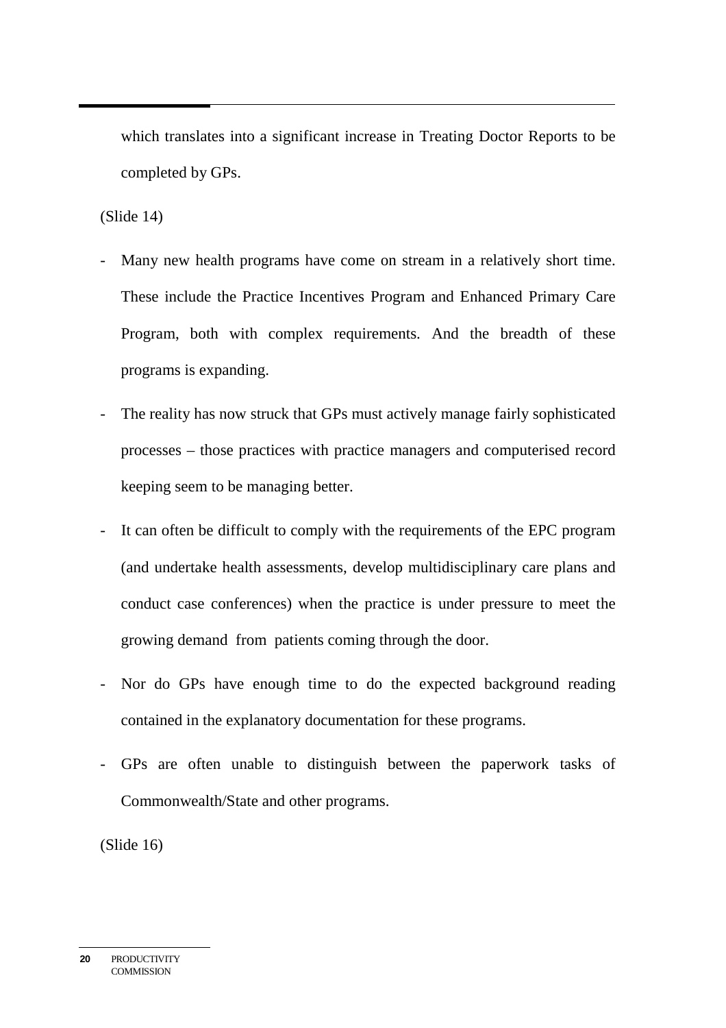which translates into a significant increase in Treating Doctor Reports to be completed by GPs.

(Slide 14)

- Many new health programs have come on stream in a relatively short time. These include the Practice Incentives Program and Enhanced Primary Care Program, both with complex requirements. And the breadth of these programs is expanding.
- The reality has now struck that GPs must actively manage fairly sophisticated processes – those practices with practice managers and computerised record keeping seem to be managing better.
- It can often be difficult to comply with the requirements of the EPC program (and undertake health assessments, develop multidisciplinary care plans and conduct case conferences) when the practice is under pressure to meet the growing demand from patients coming through the door.
- Nor do GPs have enough time to do the expected background reading contained in the explanatory documentation for these programs.
- GPs are often unable to distinguish between the paperwork tasks of Commonwealth/State and other programs.

(Slide 16)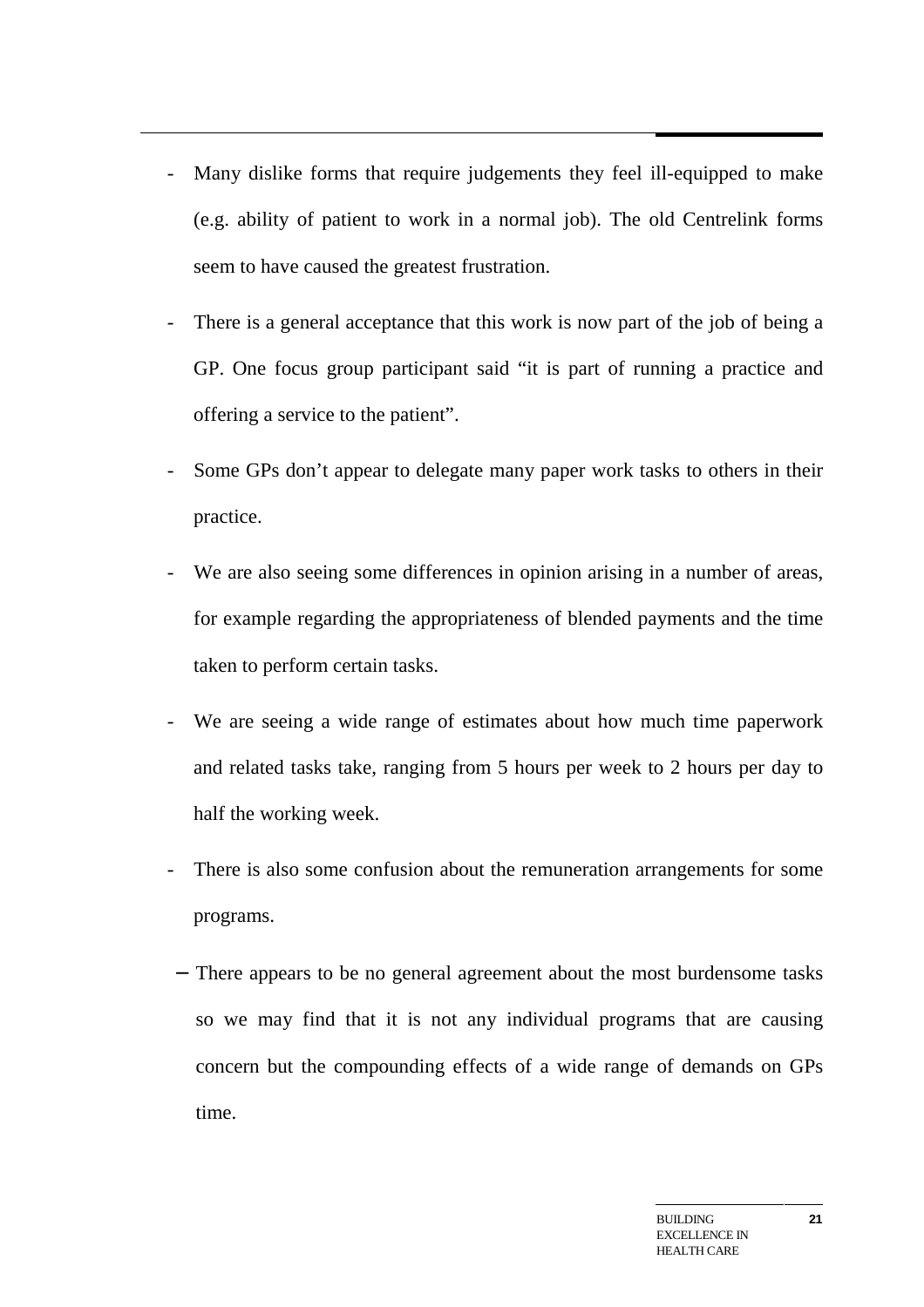- Many dislike forms that require judgements they feel ill-equipped to make (e.g. ability of patient to work in a normal job). The old Centrelink forms seem to have caused the greatest frustration.
- There is a general acceptance that this work is now part of the job of being a GP. One focus group participant said "it is part of running a practice and offering a service to the patient".
- Some GPs don't appear to delegate many paper work tasks to others in their practice.
- We are also seeing some differences in opinion arising in a number of areas, for example regarding the appropriateness of blended payments and the time taken to perform certain tasks.
- We are seeing a wide range of estimates about how much time paperwork and related tasks take, ranging from 5 hours per week to 2 hours per day to half the working week.
- There is also some confusion about the remuneration arrangements for some programs.
- There appears to be no general agreement about the most burdensome tasks so we may find that it is not any individual programs that are causing concern but the compounding effects of a wide range of demands on GPs time.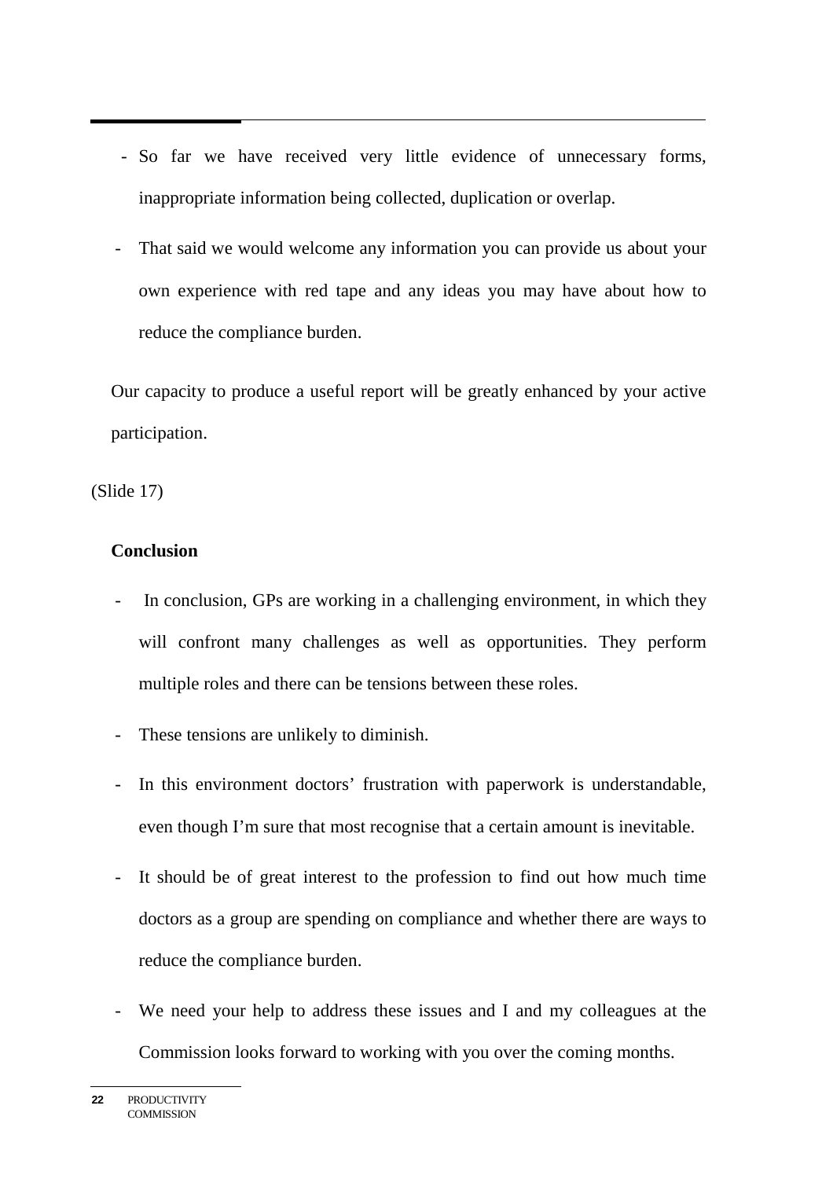- So far we have received very little evidence of unnecessary forms, inappropriate information being collected, duplication or overlap.
- That said we would welcome any information you can provide us about your own experience with red tape and any ideas you may have about how to reduce the compliance burden.

Our capacity to produce a useful report will be greatly enhanced by your active participation.

(Slide 17)

**Conclusion**

- In conclusion, GPs are working in a challenging environment, in which they will confront many challenges as well as opportunities. They perform multiple roles and there can be tensions between these roles.
- These tensions are unlikely to diminish.
- In this environment doctors' frustration with paperwork is understandable, even though I'm sure that most recognise that a certain amount is inevitable.
- It should be of great interest to the profession to find out how much time doctors as a group are spending on compliance and whether there are ways to reduce the compliance burden.
- We need your help to address these issues and I and my colleagues at the Commission looks forward to working with you over the coming months.